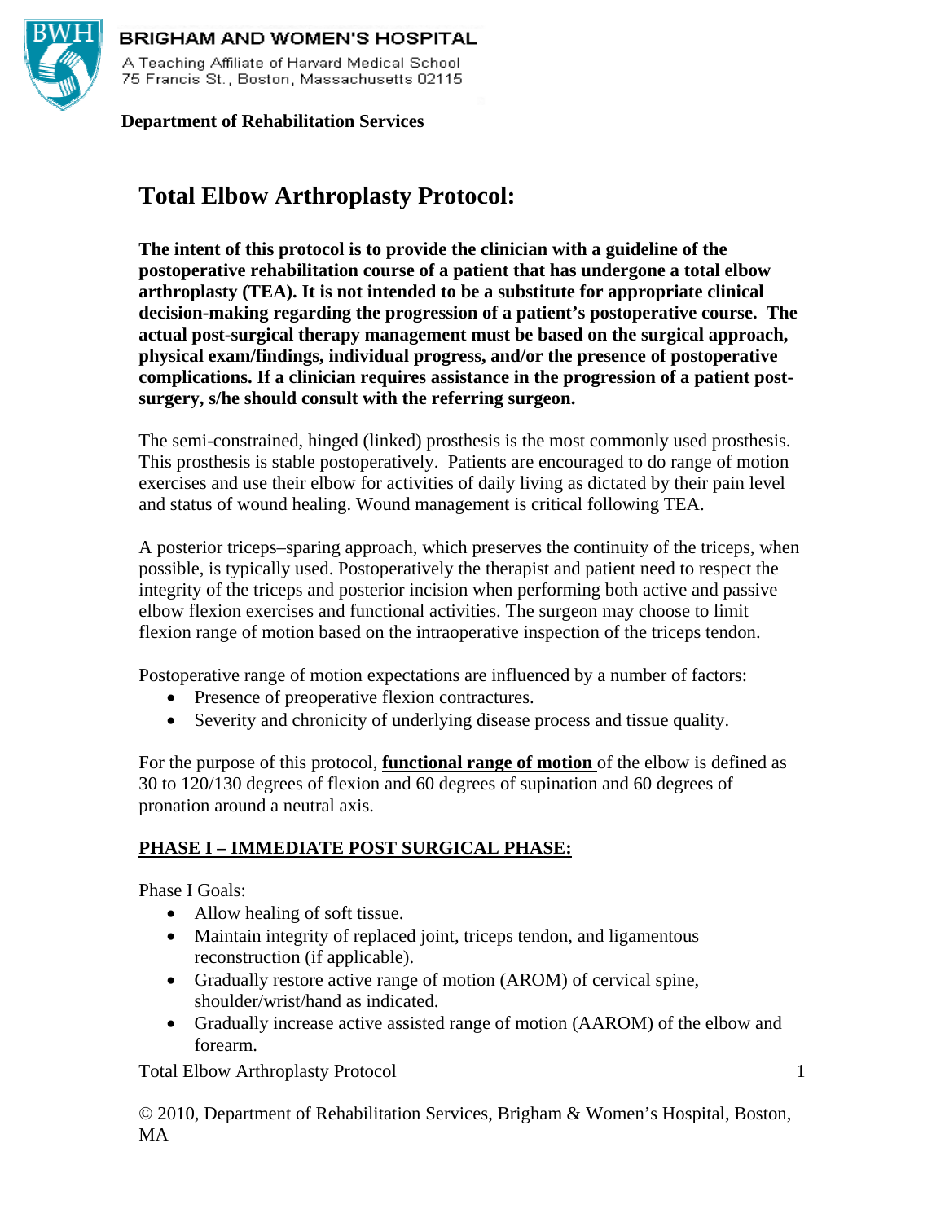**BRIGHAM AND WOMEN'S HOSPITAL**

A Teaching Affiliate of Harvard Medical School
75 Francis St., Boston, Massachusetts 02115

**Department of Rehabilitation Services**

# Total Elbow Arthroplasty Protocol:

**The intent of this protocol is to provide the clinician with a guideline of the postoperative rehabilitation course of a patient that has undergone a total elbow arthroplasty (TEA). It is not intended to be a substitute for appropriate clinical decision-making regarding the progression of a patient's postoperative course. The actual post-surgical therapy management must be based on the surgical approach, physical exam/findings, individual progress, and/or the presence of postoperative complications. If a clinician requires assistance in the progression of a patient post-surgery, s/he should consult with the referring surgeon.**

The semi-constrained, hinged (linked) prosthesis is the most commonly used prosthesis. This prosthesis is stable postoperatively. Patients are encouraged to do range of motion exercises and use their elbow for activities of daily living as dictated by their pain level and status of wound healing. Wound management is critical following TEA.

A posterior triceps–sparing approach, which preserves the continuity of the triceps, when possible, is typically used. Postoperatively the therapist and patient need to respect the integrity of the triceps and posterior incision when performing both active and passive elbow flexion exercises and functional activities. The surgeon may choose to limit flexion range of motion based on the intraoperative inspection of the triceps tendon.

Postoperative range of motion expectations are influenced by a number of factors:

- Presence of preoperative flexion contractures.
- Severity and chronicity of underlying disease process and tissue quality.

For the purpose of this protocol, **functional range of motion** of the elbow is defined as 30 to 120/130 degrees of flexion and 60 degrees of supination and 60 degrees of pronation around a neutral axis.

## PHASE I – IMMEDIATE POST SURGICAL PHASE:

Phase I Goals:

- Allow healing of soft tissue.
- Maintain integrity of replaced joint, triceps tendon, and ligamentous reconstruction (if applicable).
- Gradually restore active range of motion (AROM) of cervical spine, shoulder/wrist/hand as indicated.
- Gradually increase active assisted range of motion (AAROM) of the elbow and forearm.

© 2010, Department of Rehabilitation Services, Brigham & Women's Hospital, Boston, MA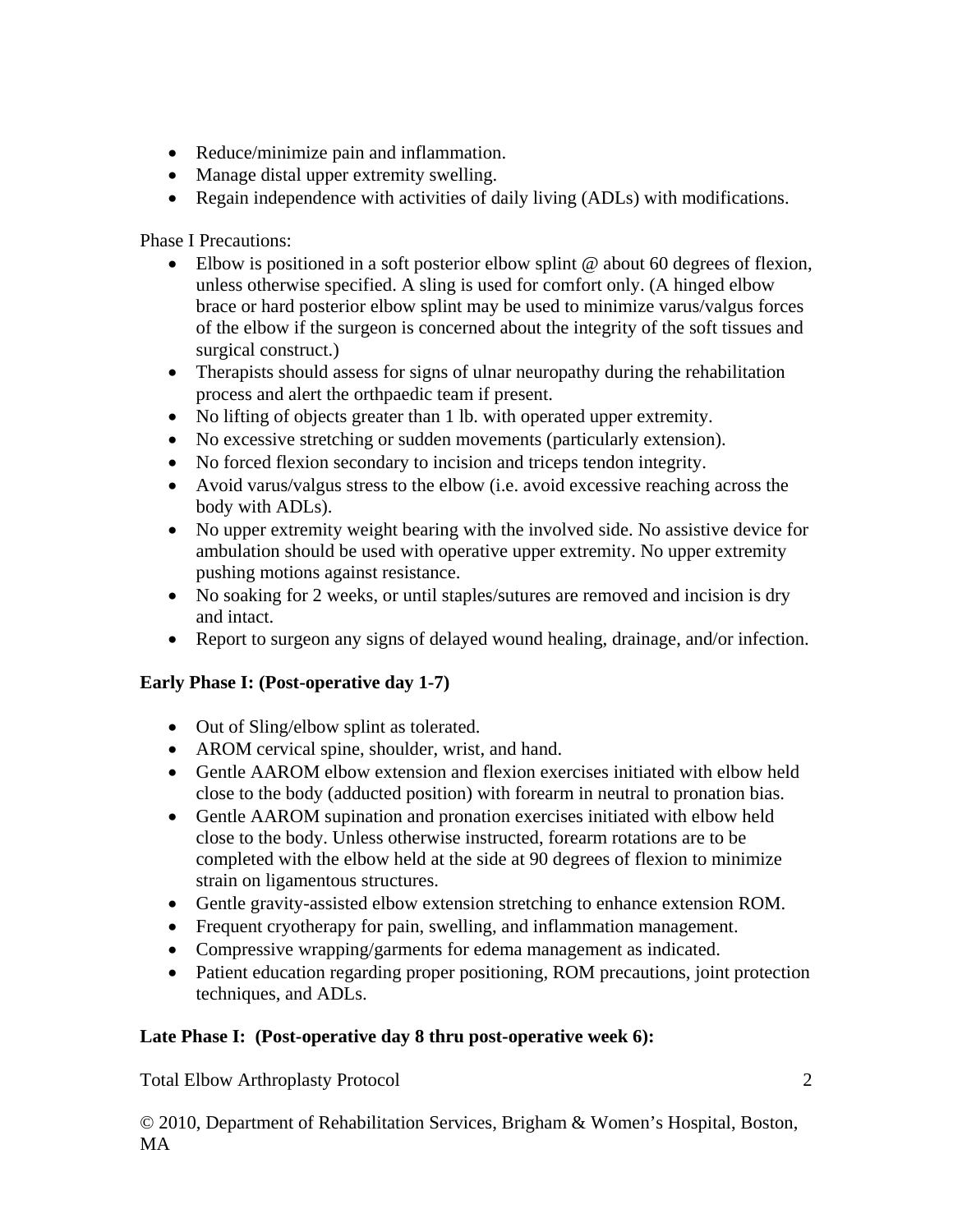- Reduce/minimize pain and inflammation.
- Manage distal upper extremity swelling.
- Regain independence with activities of daily living (ADLs) with modifications.

Phase I Precautions:

- Elbow is positioned in a soft posterior elbow splint @ about 60 degrees of flexion, unless otherwise specified. A sling is used for comfort only. (A hinged elbow brace or hard posterior elbow splint may be used to minimize varus/valgus forces of the elbow if the surgeon is concerned about the integrity of the soft tissues and surgical construct.)
- Therapists should assess for signs of ulnar neuropathy during the rehabilitation process and alert the orthpaedic team if present.
- No lifting of objects greater than 1 lb. with operated upper extremity.
- No excessive stretching or sudden movements (particularly extension).
- No forced flexion secondary to incision and triceps tendon integrity.
- Avoid varus/valgus stress to the elbow (i.e. avoid excessive reaching across the body with ADLs).
- No upper extremity weight bearing with the involved side. No assistive device for ambulation should be used with operative upper extremity. No upper extremity pushing motions against resistance.
- No soaking for 2 weeks, or until staples/sutures are removed and incision is dry and intact.
- Report to surgeon any signs of delayed wound healing, drainage, and/or infection.

**Early Phase I: (Post-operative day 1-7)**

- Out of Sling/elbow splint as tolerated.
- AROM cervical spine, shoulder, wrist, and hand.
- Gentle AAROM elbow extension and flexion exercises initiated with elbow held close to the body (adducted position) with forearm in neutral to pronation bias.
- Gentle AAROM supination and pronation exercises initiated with elbow held close to the body. Unless otherwise instructed, forearm rotations are to be completed with the elbow held at the side at 90 degrees of flexion to minimize strain on ligamentous structures.
- Gentle gravity-assisted elbow extension stretching to enhance extension ROM.
- Frequent cryotherapy for pain, swelling, and inflammation management.
- Compressive wrapping/garments for edema management as indicated.
- Patient education regarding proper positioning, ROM precautions, joint protection techniques, and ADLs.

**Late Phase I: (Post-operative day 8 thru post-operative week 6):**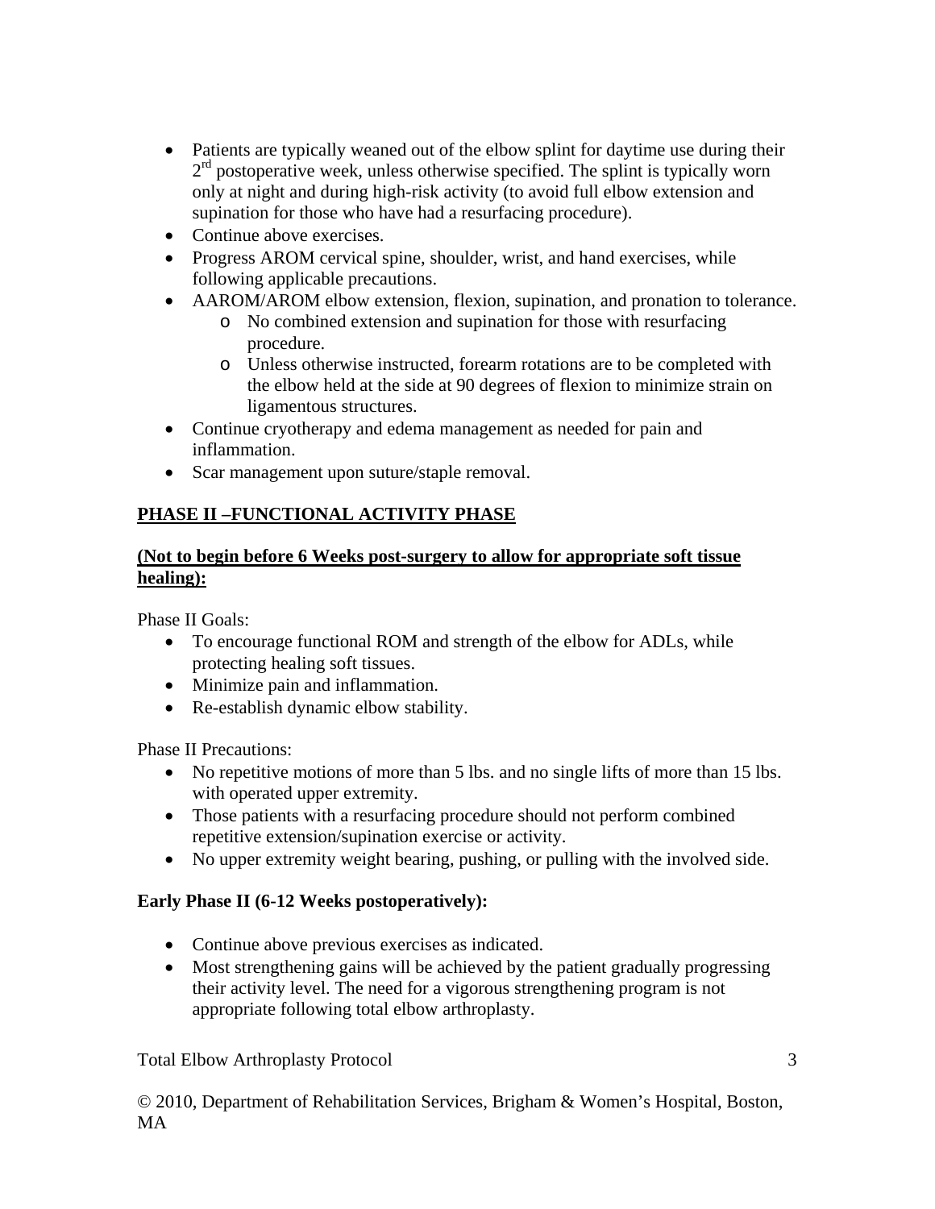- Patients are typically weaned out of the elbow splint for daytime use during their 2[rd] postoperative week, unless otherwise specified. The splint is typically worn only at night and during high-risk activity (to avoid full elbow extension and supination for those who have had a resurfacing procedure).
- Continue above exercises.
- Progress AROM cervical spine, shoulder, wrist, and hand exercises, while following applicable precautions.
- AAROM/AROM elbow extension, flexion, supination, and pronation to tolerance.
  - No combined extension and supination for those with resurfacing procedure.
  - Unless otherwise instructed, forearm rotations are to be completed with the elbow held at the side at 90 degrees of flexion to minimize strain on ligamentous structures.
- Continue cryotherapy and edema management as needed for pain and inflammation.
- Scar management upon suture/staple removal.

## PHASE II –FUNCTIONAL ACTIVITY PHASE

**(Not to begin before 6 Weeks post-surgery to allow for appropriate soft tissue healing):**

Phase II Goals:

- To encourage functional ROM and strength of the elbow for ADLs, while protecting healing soft tissues.
- Minimize pain and inflammation.
- Re-establish dynamic elbow stability.

Phase II Precautions:

- No repetitive motions of more than 5 lbs. and no single lifts of more than 15 lbs. with operated upper extremity.
- Those patients with a resurfacing procedure should not perform combined repetitive extension/supination exercise or activity.
- No upper extremity weight bearing, pushing, or pulling with the involved side.

### Early Phase II (6-12 Weeks postoperatively):

- Continue above previous exercises as indicated.
- Most strengthening gains will be achieved by the patient gradually progressing their activity level. The need for a vigorous strengthening program is not appropriate following total elbow arthroplasty.

© 2010, Department of Rehabilitation Services, Brigham & Women's Hospital, Boston, MA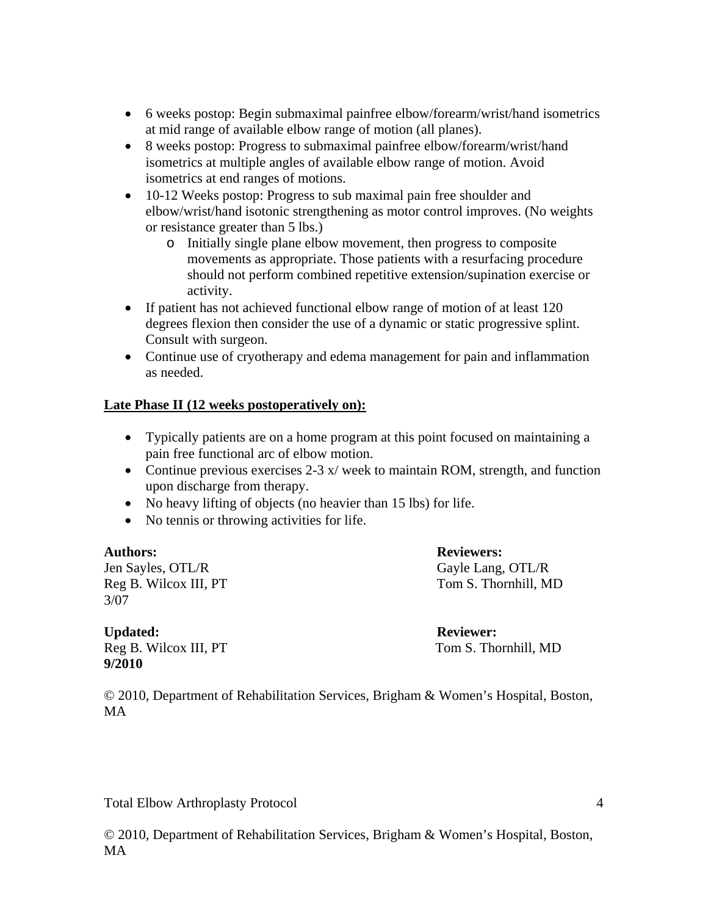- 6 weeks postop: Begin submaximal painfree elbow/forearm/wrist/hand isometrics at mid range of available elbow range of motion (all planes).
- 8 weeks postop: Progress to submaximal painfree elbow/forearm/wrist/hand isometrics at multiple angles of available elbow range of motion. Avoid isometrics at end ranges of motions.
- 10-12 Weeks postop: Progress to sub maximal pain free shoulder and elbow/wrist/hand isotonic strengthening as motor control improves. (No weights or resistance greater than 5 lbs.)
    - Initially single plane elbow movement, then progress to composite movements as appropriate. Those patients with a resurfacing procedure should not perform combined repetitive extension/supination exercise or activity.
- If patient has not achieved functional elbow range of motion of at least 120 degrees flexion then consider the use of a dynamic or static progressive splint. Consult with surgeon.
- Continue use of cryotherapy and edema management for pain and inflammation as needed.

**Late Phase II (12 weeks postoperatively on):**

- Typically patients are on a home program at this point focused on maintaining a pain free functional arc of elbow motion.
- Continue previous exercises 2-3 x/ week to maintain ROM, strength, and function upon discharge from therapy.
- No heavy lifting of objects (no heavier than 15 lbs) for life.
- No tennis or throwing activities for life.

**Authors:**
Jen Sayles, OTL/R
Reg B. Wilcox III, PT
3/07

**Reviewers:**
Gayle Lang, OTL/R
Tom S. Thornhill, MD

**Updated:**
Reg B. Wilcox III, PT
**9/2010**

**Reviewer:**
Tom S. Thornhill, MD

© 2010, Department of Rehabilitation Services, Brigham & Women's Hospital, Boston, MA